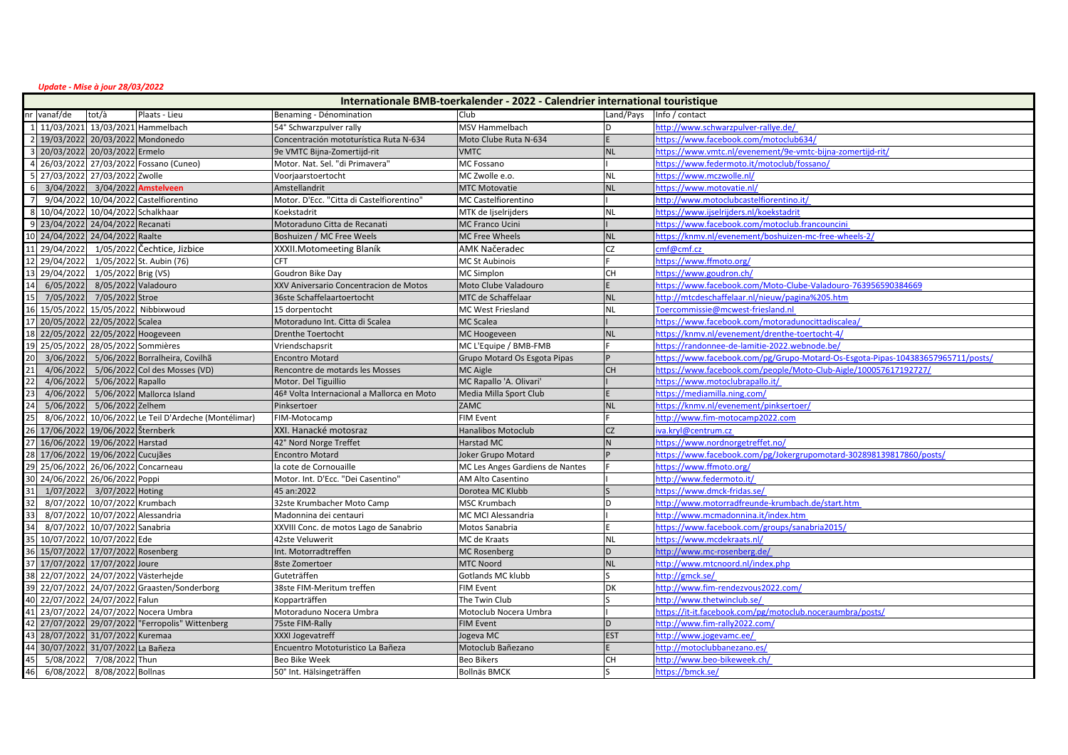*Update - Mise à jour 28/03/2022*

# Internationale BMB-toerkalender - 2022 - Calendrier international touristique

| nr | vanaf/de | tot/à | Plaats - Lieu | Benaming - Dénomination | Club | Land/Pays | Info / contact |
|---|---|---|---|---|---|---|---|
| 1 | 11/03/2021 | 13/03/2021 | Hammelbach | 54° Schwarzpulver rally | MSV Hammelbach | D | http://www.schwarzpulver-rallye.de/ |
| 2 | 19/03/2022 | 20/03/2022 | Mondonedo | Concentración mototurística Ruta N-634 | Moto Clube Ruta N-634 | E | https://www.facebook.com/motoclub634/ |
| 3 | 20/03/2022 | 20/03/2022 | Ermelo | 9e VMTC Bijna-Zomertijd-rit | VMTC | NL | https://www.vmtc.nl/evenement/9e-vmtc-bijna-zomertijd-rit/ |
| 4 | 26/03/2022 | 27/03/2022 | Fossano (Cuneo) | Motor. Nat. Sel. "di Primavera" | MC Fossano | I | https://www.federmoto.it/motoclub/fossano/ |
| 5 | 27/03/2022 | 27/03/2022 | Zwolle | Voorjaarstoertocht | MC Zwolle e.o. | NL | https://www.mczwolle.nl/ |
| 6 | 3/04/2022 | 3/04/2022 | **Amstelveen** | Amstellandrit | MTC Motovatie | NL | https://www.motovatie.nl/ |
| 7 | 9/04/2022 | 10/04/2022 | Castelfiorentino | Motor. D'Ecc. "Citta di Castelfiorentino" | MC Castelfiorentino | I | http://www.motoclubcastelfiorentino.it/ |
| 8 | 10/04/2022 | 10/04/2022 | Schalkhaar | Koekstadrit | MTK de Ijselrijders | NL | https://www.ijselrijders.nl/koekstadrit |
| 9 | 23/04/2022 | 24/04/2022 | Recanati | Motoraduno Citta de Recanati | MC Franco Ucini | I | https://www.facebook.com/motoclub.francouncini |
| 10 | 24/04/2022 | 24/04/2022 | Raalte | Boshuizen / MC Free Weels | MC Free Wheels | NL | https://knmv.nl/evenement/boshuizen-mc-free-wheels-2/ |
| 11 | 29/04/2022 | 1/05/2022 | Čechtice, Jizbice | XXXII.Motomeeting Blaník | AMK Načeradec | CZ | cmf@cmf.cz |
| 12 | 29/04/2022 | 1/05/2022 | St. Aubin (76) | CFT | MC St Aubinois | F | https://www.ffmoto.org/ |
| 13 | 29/04/2022 | 1/05/2022 | Brig (VS) | Goudron Bike Day | MC Simplon | CH | https://www.goudron.ch/ |
| 14 | 6/05/2022 | 8/05/2022 | Valadouro | XXV Aniversario Concentracion de Motos | Moto Clube Valadouro | E | https://www.facebook.com/Moto-Clube-Valadouro-763956590384669 |
| 15 | 7/05/2022 | 7/05/2022 | Stroe | 36ste Schaffelaartoertocht | MTC de Schaffelaar | NL | http://mtcdeschaffelaar.nl/nieuw/pagina%205.htm |
| 16 | 15/05/2022 | 15/05/2022 | Nibbixwoud | 15 dorpentocht | MC West Friesland | NL | Toercommissie@mcwest-friesland.nl |
| 17 | 20/05/2022 | 22/05/2022 | Scalea | Motoraduno Int. Citta di Scalea | MC Scalea | I | https://www.facebook.com/motoradunocittadiscalea/ |
| 18 | 22/05/2022 | 22/05/2022 | Hoogeveen | Drenthe Toertocht | MC Hoogeveen | NL | https://knmv.nl/evenement/drenthe-toertocht-4/ |
| 19 | 25/05/2022 | 28/05/2022 | Sommières | Vriendschapsrit | MC L'Equipe / BMB-FMB | F | https://randonnee-de-lamitie-2022.webnode.be/ |
| 20 | 3/06/2022 | 5/06/2022 | Borralheira, Covilhã | Encontro Motard | Grupo Motard Os Esgota Pipas | P | https://www.facebook.com/pg/Grupo-Motard-Os-Esgota-Pipas-104383657965711/posts/ |
| 21 | 4/06/2022 | 5/06/2022 | Col des Mosses (VD) | Rencontre de motards les Mosses | MC Aigle | CH | https://www.facebook.com/people/Moto-Club-Aigle/100057617192727/ |
| 22 | 4/06/2022 | 5/06/2022 | Rapallo | Motor. Del Tiguillio | MC Rapallo 'A. Olivari' | I | https://www.motoclubrapallo.it/ |
| 23 | 4/06/2022 | 5/06/2022 | Mallorca Island | 46ª Volta Internacional a Mallorca en Moto | Media Milla Sport Club | E | https://mediamilla.ning.com/ |
| 24 | 5/06/2022 | 5/06/2022 | Zelhem | Pinksertoer | ZAMC | NL | https://knmv.nl/evenement/pinksertoer/ |
| 25 | 8/06/2022 | 10/06/2022 | Le Teil D'Ardeche (Montélimar) | FIM-Motocamp | FIM Event | F | http://www.fim-motocamp2022.com |
| 26 | 17/06/2022 | 19/06/2022 | Šternberk | XXI. Hanacké motosraz | Hanalibos Motoclub | CZ | iva.kryl@centrum.cz |
| 27 | 16/06/2022 | 19/06/2022 | Harstad | 42° Nord Norge Treffet | Harstad MC | N | https://www.nordnorgetreffet.no/ |
| 28 | 17/06/2022 | 19/06/2022 | Cucujães | Encontro Motard | Joker Grupo Motard | P | https://www.facebook.com/pg/Jokergrupomotard-302898139817860/posts/ |
| 29 | 25/06/2022 | 26/06/2022 | Concarneau | la cote de Cornouaille | MC Les Anges Gardiens de Nantes | F | https://www.ffmoto.org/ |
| 30 | 24/06/2022 | 26/06/2022 | Poppi | Motor. Int. D'Ecc. "Dei Casentino" | AM Alto Casentino | I | http://www.federmoto.it/ |
| 31 | 1/07/2022 | 3/07/2022 | Hoting | 45 an:2022 | Dorotea MC Klubb | S | https://www.dmck-fridas.se/ |
| 32 | 8/07/2022 | 10/07/2022 | Krumbach | 32ste Krumbacher Moto Camp | MSC Krumbach | D | http://www.motorradfreunde-krumbach.de/start.htm |
| 33 | 8/07/2022 | 10/07/2022 | Alessandria | Madonnina dei centauri | MC MCI Alessandria | I | http://www.mcmadonnina.it/index.htm |
| 34 | 8/07/2022 | 10/07/2022 | Sanabria | XXVIII Conc. de motos Lago de Sanabrio | Motos Sanabria | E | https://www.facebook.com/groups/sanabria2015/ |
| 35 | 10/07/2022 | 10/07/2022 | Ede | 42ste Veluwerit | MC de Kraats | NL | https://www.mcdekraats.nl/ |
| 36 | 15/07/2022 | 17/07/2022 | Rosenberg | Int. Motorradtreffen | MC Rosenberg | D | http://www.mc-rosenberg.de/ |
| 37 | 17/07/2022 | 17/07/2022 | Joure | 8ste Zomertoer | MTC Noord | NL | http://www.mtcnoord.nl/index.php |
| 38 | 22/07/2022 | 24/07/2022 | Västerhejde | Guteträffen | Gotlands MC klubb | S | http://gmck.se/ |
| 39 | 22/07/2022 | 24/07/2022 | Graasten/Sonderborg | 38ste FIM-Meritum treffen | FIM Event | DK | http://www.fim-rendezvous2022.com/ |
| 40 | 22/07/2022 | 24/07/2022 | Falun | Koppartäffen | The Twin Club | S | http://www.thetwinclub.se/ |
| 41 | 23/07/2022 | 24/07/2022 | Nocera Umbra | Motoraduno Nocera Umbra | Motoclub Nocera Umbra | I | https://it-it.facebook.com/pg/motoclub.noceraumbra/posts/ |
| 42 | 27/07/2022 | 29/07/2022 | "Ferropolis" Wittenberg | 75ste FIM-Rally | FIM Event | D | http://www.fim-rally2022.com/ |
| 43 | 28/07/2022 | 31/07/2022 | Kuremaa | XXXI Jogevatreff | Jogeva MC | EST | http://www.jogevamc.ee/ |
| 44 | 30/07/2022 | 31/07/2022 | La Bañeza | Encuentro Mototuristico La Bañeza | Motoclub Bañezano | E | http://motoclubbanezano.es/ |
| 45 | 5/08/2022 | 7/08/2022 | Thun | Beo Bike Week | Beo Bikers | CH | http://www.beo-bikeweek.ch/ |
| 46 | 6/08/2022 | 8/08/2022 | Bollnas | 50° Int. Hälsingeträffen | Bollnäs BMCK | S | https://bmck.se/ |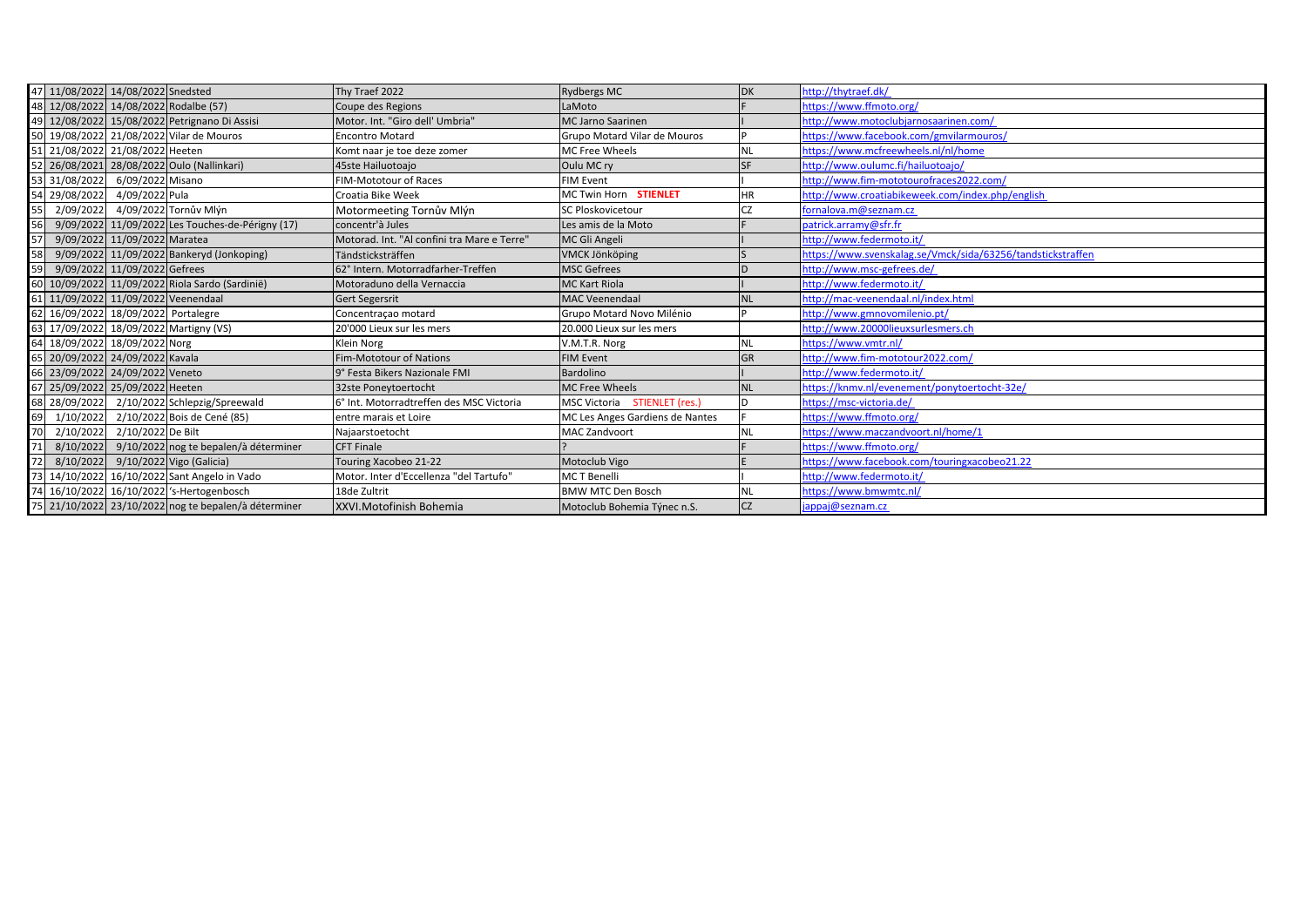| | | | | | | | |
|---|---|---|---|---|---|---|---|
| 47 | 11/08/2022 | 14/08/2022 | Snedsted | Thy Traef 2022 | Rydbergs MC | DK | http://thytraef.dk/ |
| 48 | 12/08/2022 | 14/08/2022 | Rodalbe (57) | Coupe des Regions | LaMoto | F | https://www.ffmoto.org/ |
| 49 | 12/08/2022 | 15/08/2022 | Petrignano Di Assisi | Motor. Int. "Giro dell' Umbria" | MC Jarno Saarinen | I | http://www.motoclubjarnosaarinen.com/ |
| 50 | 19/08/2022 | 21/08/2022 | Vilar de Mouros | Encontro Motard | Grupo Motard Vilar de Mouros | P | https://www.facebook.com/gmvilarmouros/ |
| 51 | 21/08/2022 | 21/08/2022 | Heeten | Komt naar je toe deze zomer | MC Free Wheels | NL | https://www.mcfreewheels.nl/home |
| 52 | 26/08/2021 | 28/08/2022 | Oulo (Nallinkari) | 45ste Hailuotoajo | Oulu MC ry | SF | http://www.oulumc.fi/hailuotoajo/ |
| 53 | 31/08/2022 | 6/09/2022 | Misano | FIM-Mototour of Races | FIM Event | I | http://www.fim-mototourofraces2022.com/ |
| 54 | 29/08/2022 | 4/09/2022 | Pula | Croatia Bike Week | MC Twin Horn **STIENLET** | HR | http://www.croatiabikeweek.com/index.php/english |
| 55 | 2/09/2022 | 4/09/2022 | Tornův Mlýn | Motormeeting Tornův Mlýn | SC Ploskovicetour | CZ | fornalova.m@seznam.cz |
| 56 | 9/09/2022 | 11/09/2022 | Les Touches-de-Périgny (17) | concentr'à Jules | Les amis de la Moto | F | patrick.arramy@sfr.fr |
| 57 | 9/09/2022 | 11/09/2022 | Maratea | Motorad. Int. "Al confini tra Mare e Terre" | MC Gli Angeli | I | http://www.federmoto.it/ |
| 58 | 9/09/2022 | 11/09/2022 | Bankeryd (Jonkoping) | Tändstickträffen | VMCK Jönköping | S | https://www.svenskalag.se/Vmck/sida/63256/tandstickstraffen |
| 59 | 9/09/2022 | 11/09/2022 | Gefrees | 62° Intern. Motorradfarher-Treffen | MSC Gefrees | D | http://www.msc-gefrees.de/ |
| 60 | 10/09/2022 | 11/09/2022 | Riola Sardo (Sardinië) | Motoraduno della Vernaccia | MC Kart Riola | I | http://www.federmoto.it/ |
| 61 | 11/09/2022 | 11/09/2022 | Veenendaal | Gert Segersrit | MAC Veenendaal | NL | http://mac-veenendaal.nl/index.html |
| 62 | 16/09/2022 | 18/09/2022 | Portalegre | Concentraçao motard | Grupo Motard Novo Milénio | P | http://www.gmnovomilenio.pt/ |
| 63 | 17/09/2022 | 18/09/2022 | Martigny (VS) | 20'000 Lieux sur les mers | 20.000 Lieux sur les mers | | http://www.20000lieuxsurlesmers.ch |
| 64 | 18/09/2022 | 18/09/2022 | Norg | Klein Norg | V.M.T.R. Norg | NL | https://www.vmtr.nl/ |
| 65 | 20/09/2022 | 24/09/2022 | Kavala | Fim-Mototour of Nations | FIM Event | GR | http://www.fim-mototour2022.com/ |
| 66 | 23/09/2022 | 24/09/2022 | Veneto | 9° Festa Bikers Nazionale FMI | Bardolino | I | http://www.federmoto.it/ |
| 67 | 25/09/2022 | 25/09/2022 | Heeten | 32ste Poneytoertocht | MC Free Wheels | NL | https://knmv.nl/evenement/ponytoertocht-32e/ |
| 68 | 28/09/2022 | 2/10/2022 | Schlepzig/Spreewald | 6° Int. Motorradtreffen des MSC Victoria | MSC Victoria STIENLET (res.) | D | https://msc-victoria.de/ |
| 69 | 1/10/2022 | 2/10/2022 | Bois de Cené (85) | entre marais et Loire | MC Les Anges Gardiens de Nantes | F | https://www.ffmoto.org/ |
| 70 | 2/10/2022 | 2/10/2022 | De Bilt | Najaarstoetocht | MAC Zandvoort | NL | https://www.maczandvoort.nl/home/1 |
| 71 | 8/10/2022 | 9/10/2022 | nog te bepalen/à déterminer | CFT Finale | ? | F | https://www.ffmoto.org/ |
| 72 | 8/10/2022 | 9/10/2022 | Vigo (Galicia) | Touring Xacobeo 21-22 | Motoclub Vigo | E | https://www.facebook.com/touringxacobeo21.22 |
| 73 | 14/10/2022 | 16/10/2022 | Sant Angelo in Vado | Motor. Inter d'Eccellenza "del Tartufo" | MC T Benelli | I | http://www.federmoto.it/ |
| 74 | 16/10/2022 | 16/10/2022 | 's-Hertogenbosch | 18de Zultrit | BMW MTC Den Bosch | NL | https://www.bmwmtc.nl/ |
| 75 | 21/10/2022 | 23/10/2022 | nog te bepalen/à déterminer | XXVI.Motofinish Bohemia | Motoclub Bohemia Týnec n.S. | CZ | jappaj@seznam.cz |